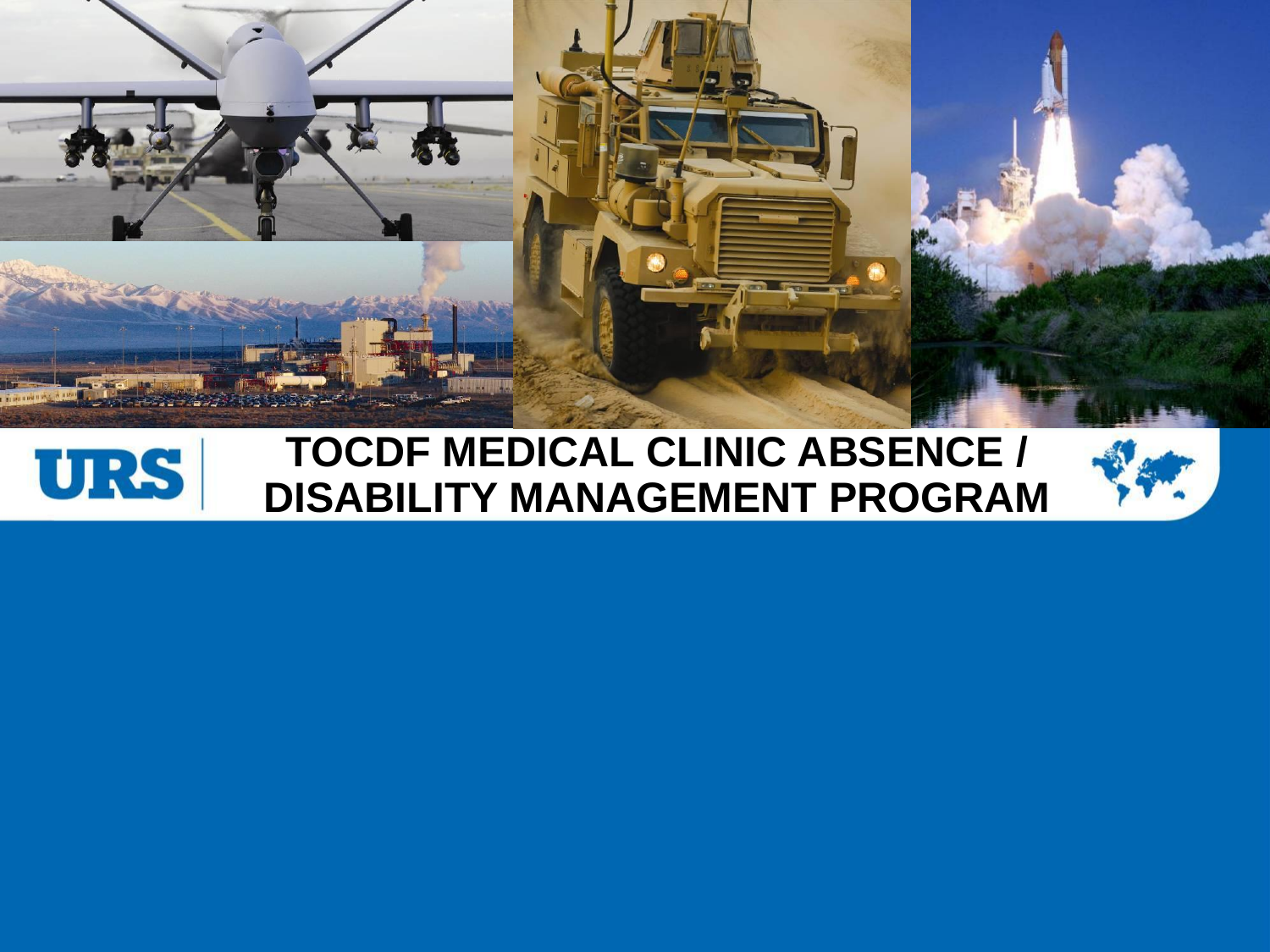# TOCDF MEDICAL CLINIC ABSENCE / DISABILITY MANAGEMENT PROGRAM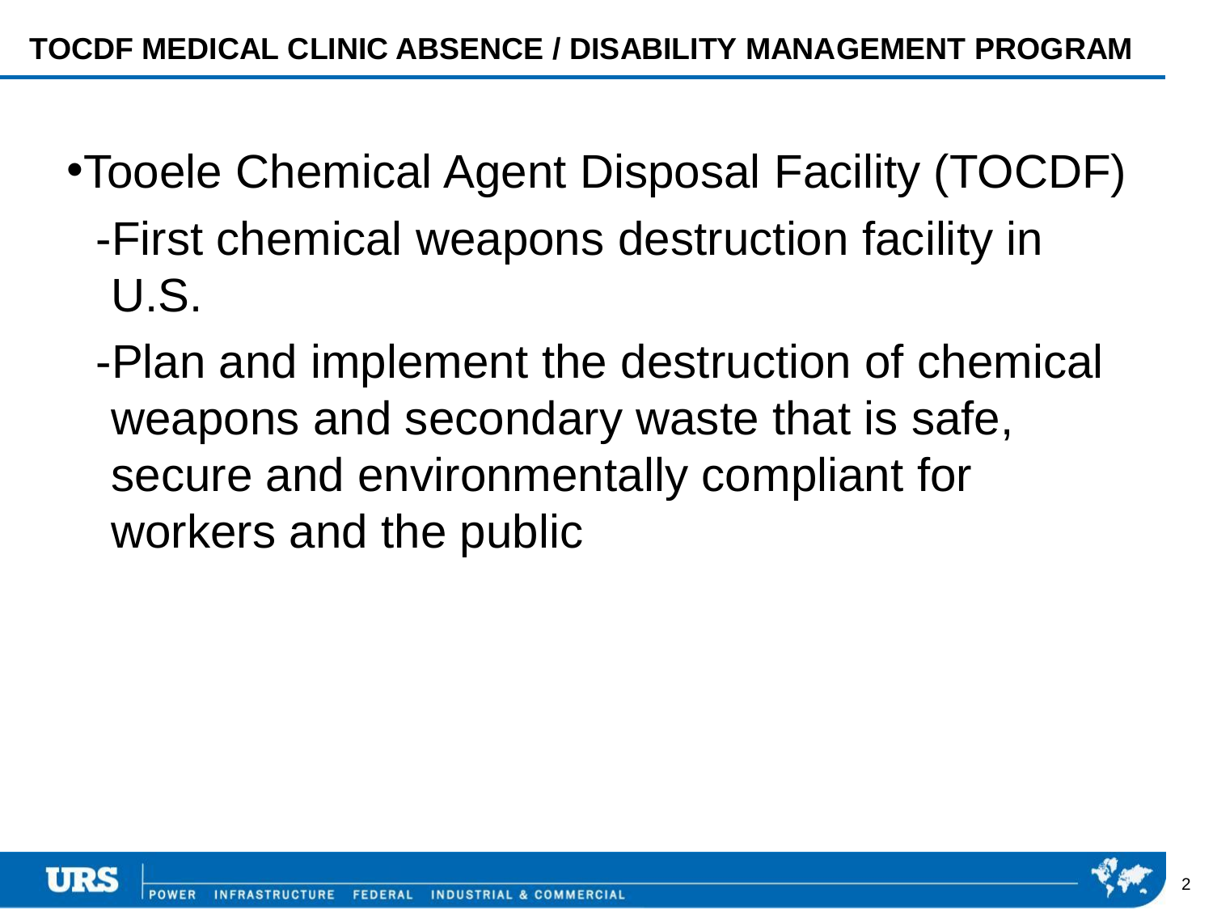- Tooele Chemical Agent Disposal Facility (TOCDF)
  - -First chemical weapons destruction facility in U.S.
  - -Plan and implement the destruction of chemical weapons and secondary waste that is safe, secure and environmentally compliant for workers and the public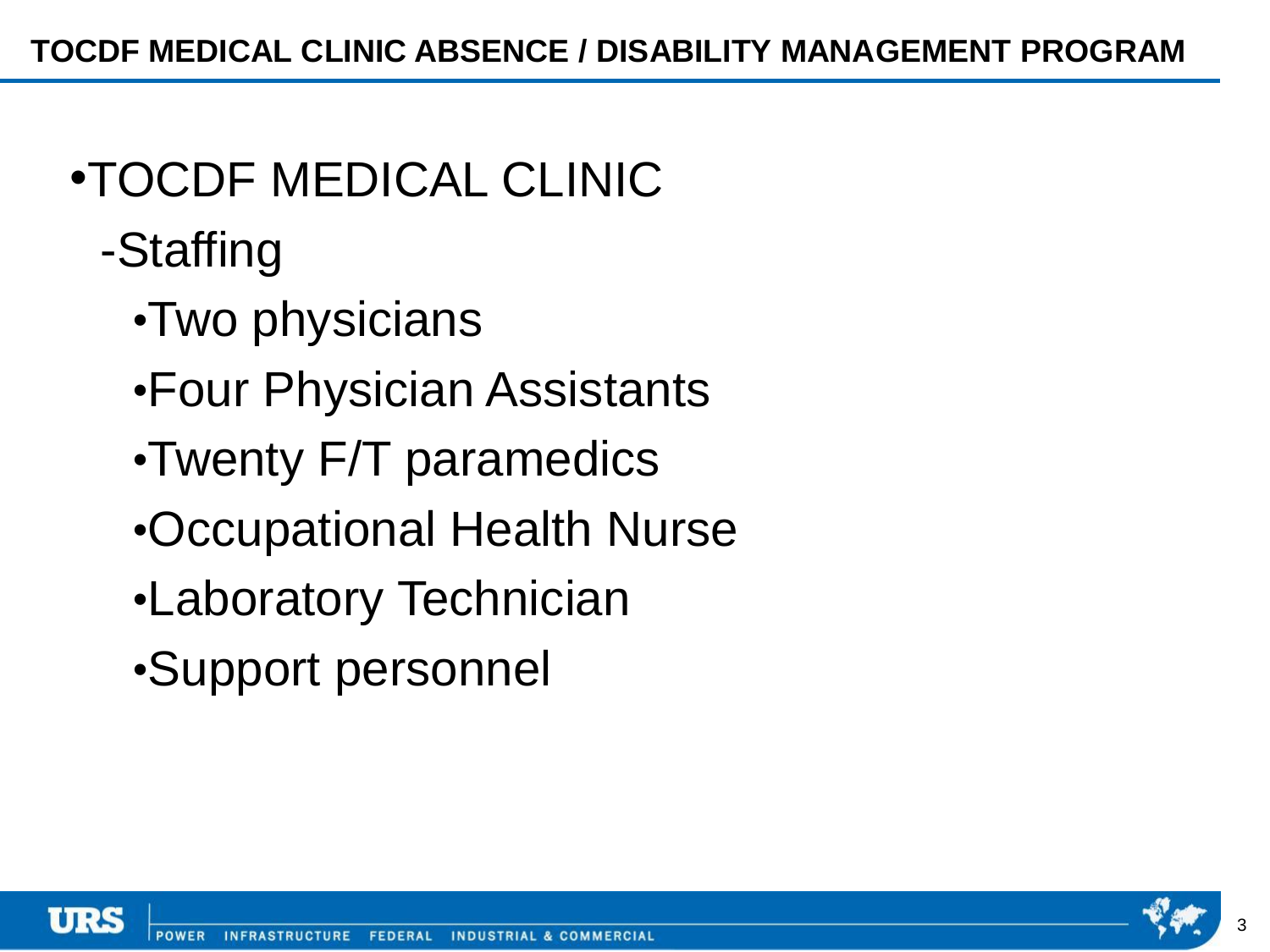- TOCDF MEDICAL CLINIC
  - Staffing
    - Two physicians
    - Four Physician Assistants
    - Twenty F/T paramedics
    - Occupational Health Nurse
    - Laboratory Technician
    - Support personnel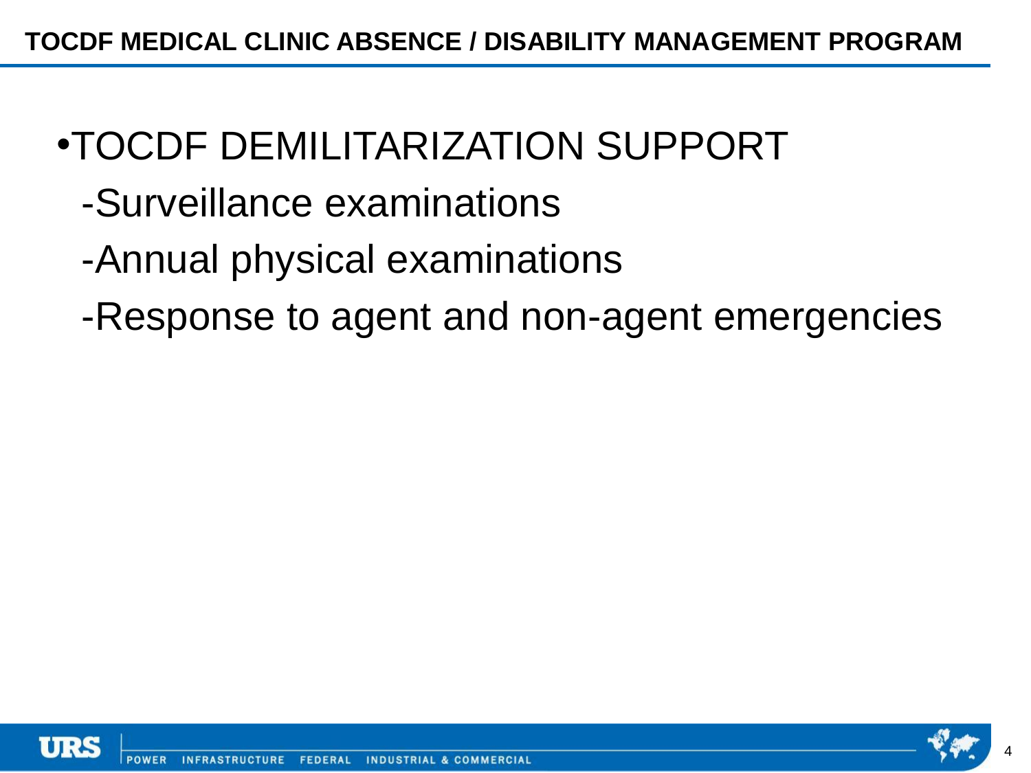**TOCDF MEDICAL CLINIC ABSENCE / DISABILITY MANAGEMENT PROGRAM**

- TOCDF DEMILITARIZATION SUPPORT
  - -Surveillance examinations
  - -Annual physical examinations
  - -Response to agent and non-agent emergencies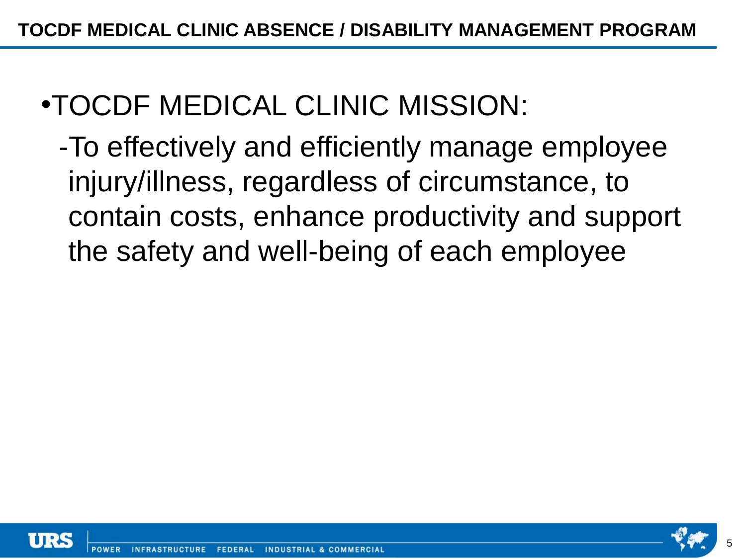- TOCDF MEDICAL CLINIC MISSION:
  - To effectively and efficiently manage employee injury/illness, regardless of circumstance, to contain costs, enhance productivity and support the safety and well-being of each employee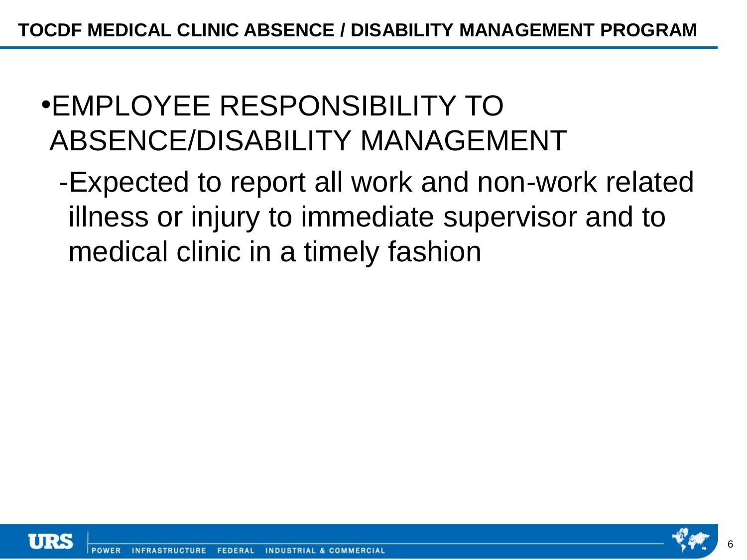# TOCDF MEDICAL CLINIC ABSENCE / DISABILITY MANAGEMENT PROGRAM

- EMPLOYEE RESPONSIBILITY TO ABSENCE/DISABILITY MANAGEMENT
  - Expected to report all work and non-work related illness or injury to immediate supervisor and to medical clinic in a timely fashion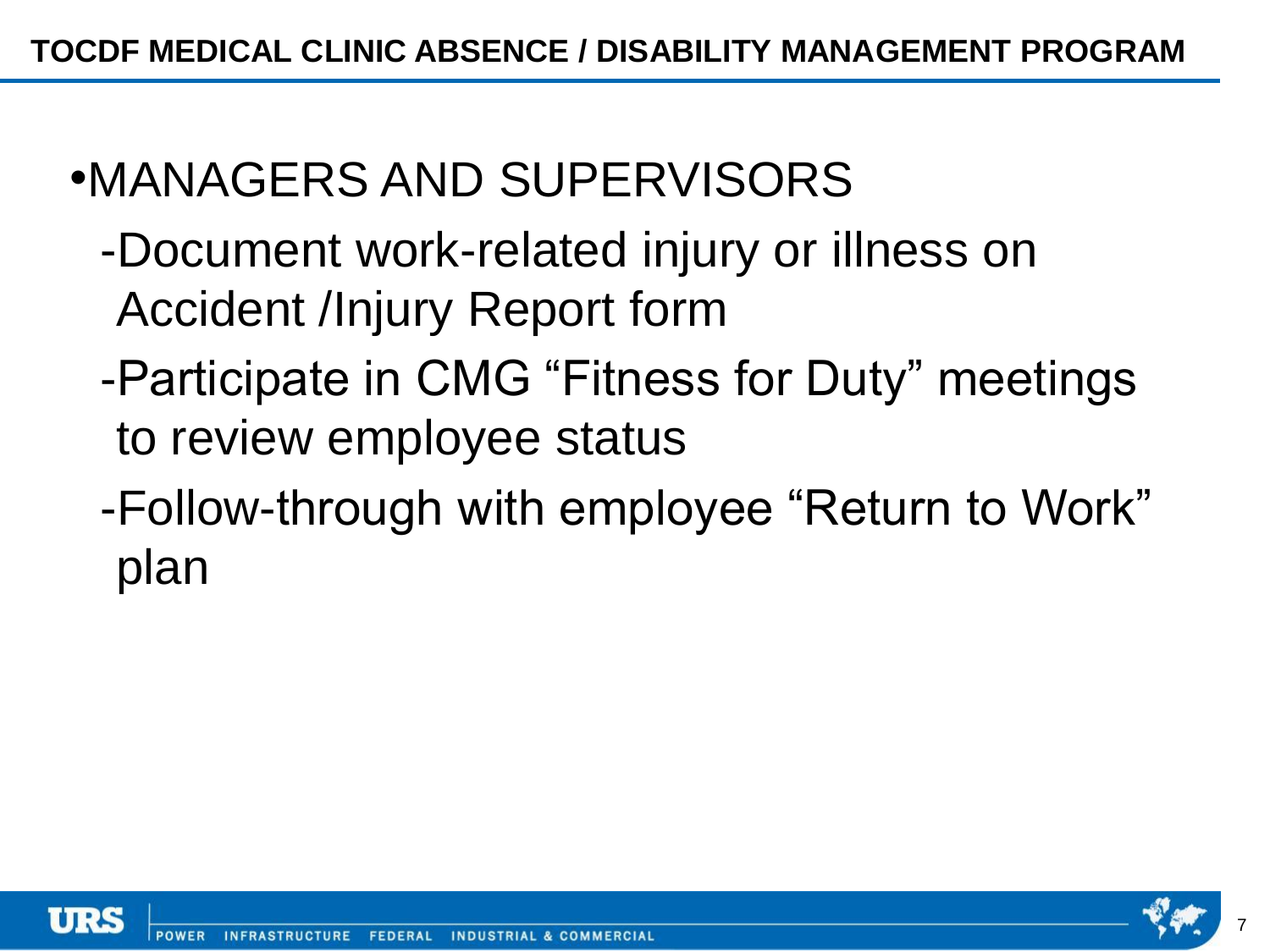# TOCDF MEDICAL CLINIC ABSENCE / DISABILITY MANAGEMENT PROGRAM

- MANAGERS AND SUPERVISORS
  - Document work-related injury or illness on Accident /Injury Report form
  - Participate in CMG "Fitness for Duty" meetings to review employee status
  - Follow-through with employee "Return to Work" plan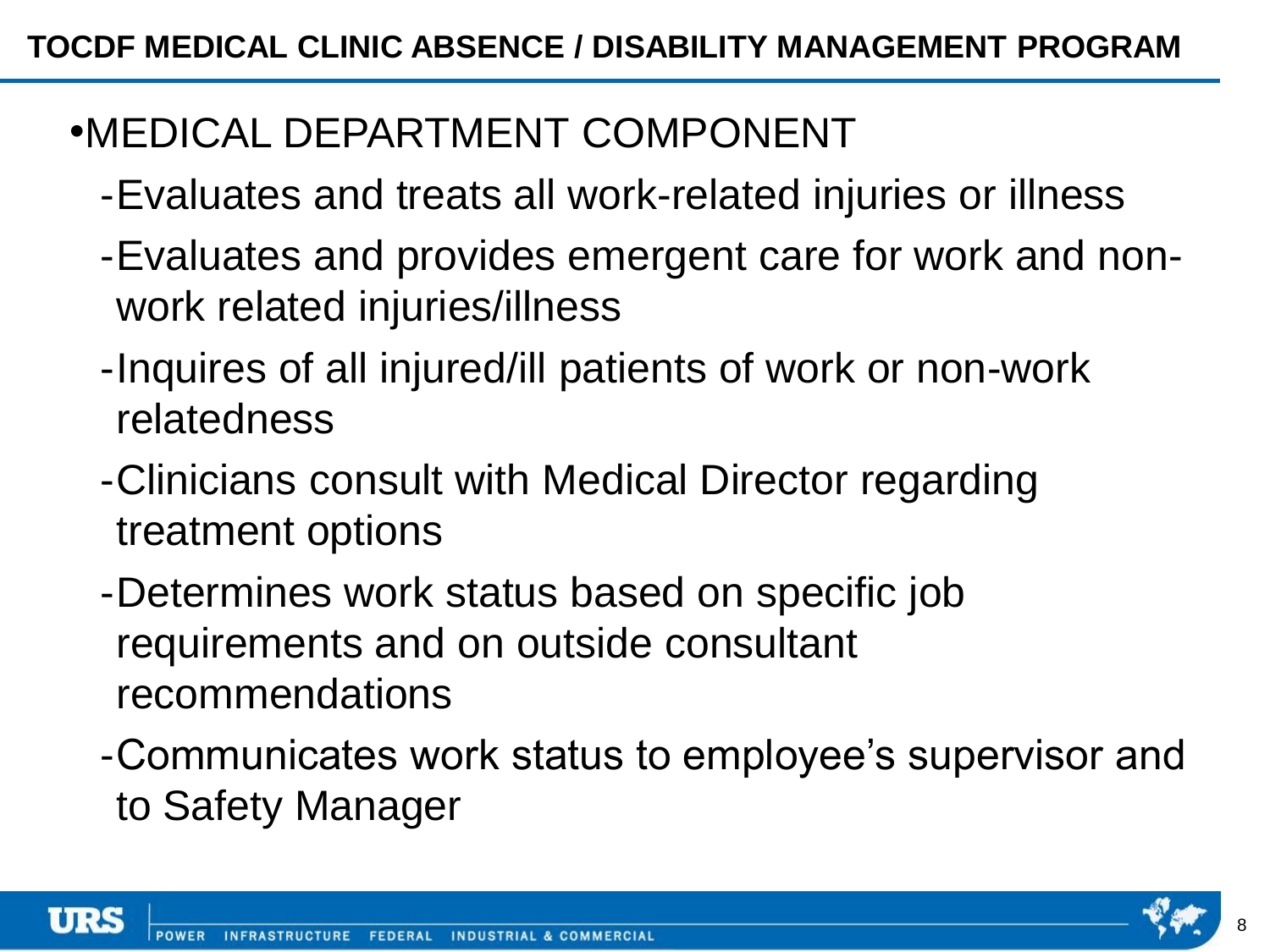# TOCDF MEDICAL CLINIC ABSENCE / DISABILITY MANAGEMENT PROGRAM

- MEDICAL DEPARTMENT COMPONENT
  - Evaluates and treats all work-related injuries or illness
  - Evaluates and provides emergent care for work and non-work related injuries/illness
  - Inquires of all injured/ill patients of work or non-work relatedness
  - Clinicians consult with Medical Director regarding treatment options
  - Determines work status based on specific job requirements and on outside consultant recommendations
  - Communicates work status to employee's supervisor and to Safety Manager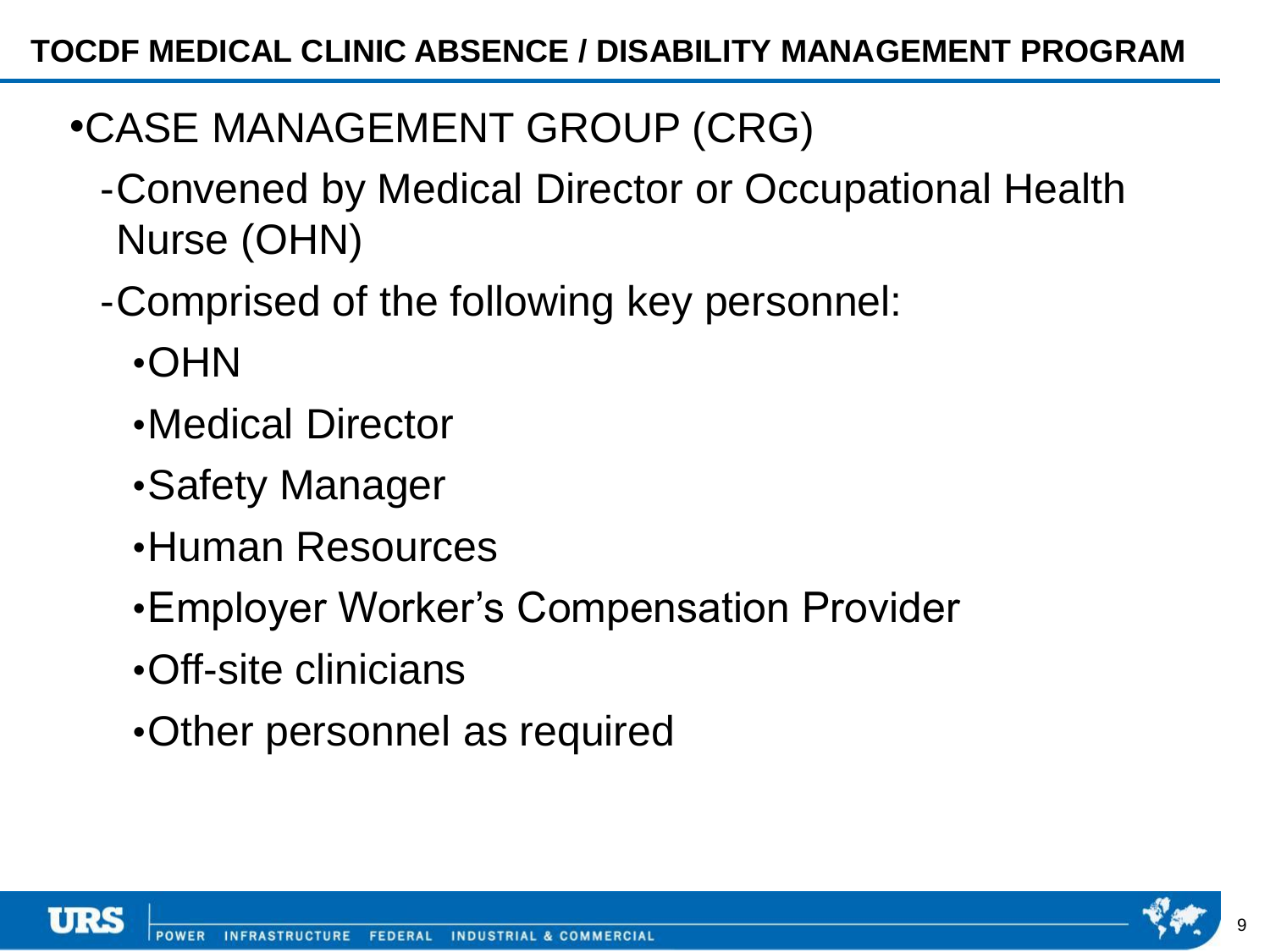# TOCDF MEDICAL CLINIC ABSENCE / DISABILITY MANAGEMENT PROGRAM

- CASE MANAGEMENT GROUP (CRG)
  - Convened by Medical Director or Occupational Health Nurse (OHN)
  - Comprised of the following key personnel:
    - OHN
    - Medical Director
    - Safety Manager
    - Human Resources
    - Employer Worker's Compensation Provider
    - Off-site clinicians
    - Other personnel as required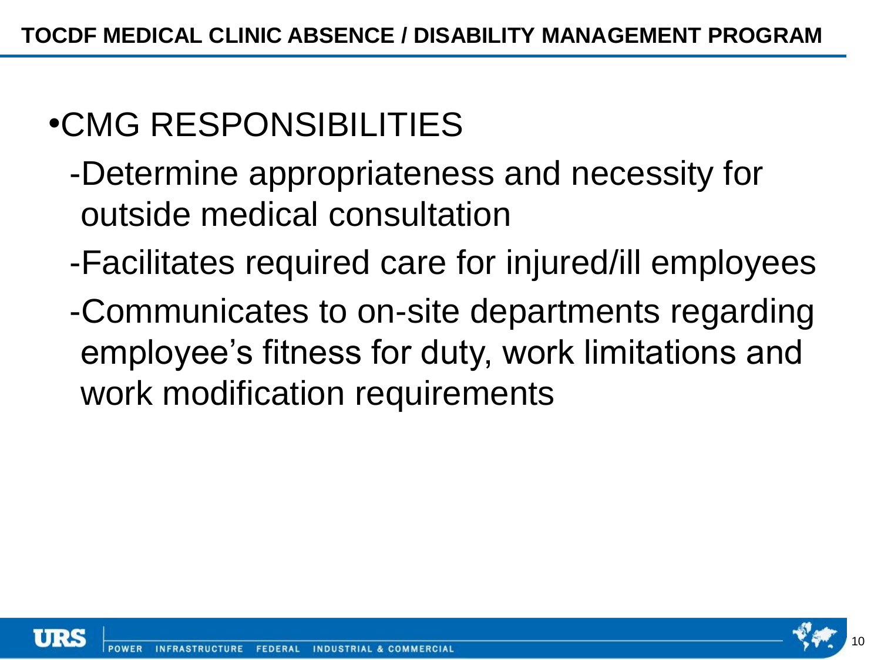# TOCDF MEDICAL CLINIC ABSENCE / DISABILITY MANAGEMENT PROGRAM

- CMG RESPONSIBILITIES
  - -Determine appropriateness and necessity for outside medical consultation
  - -Facilitates required care for injured/ill employees
  - -Communicates to on-site departments regarding employee's fitness for duty, work limitations and work modification requirements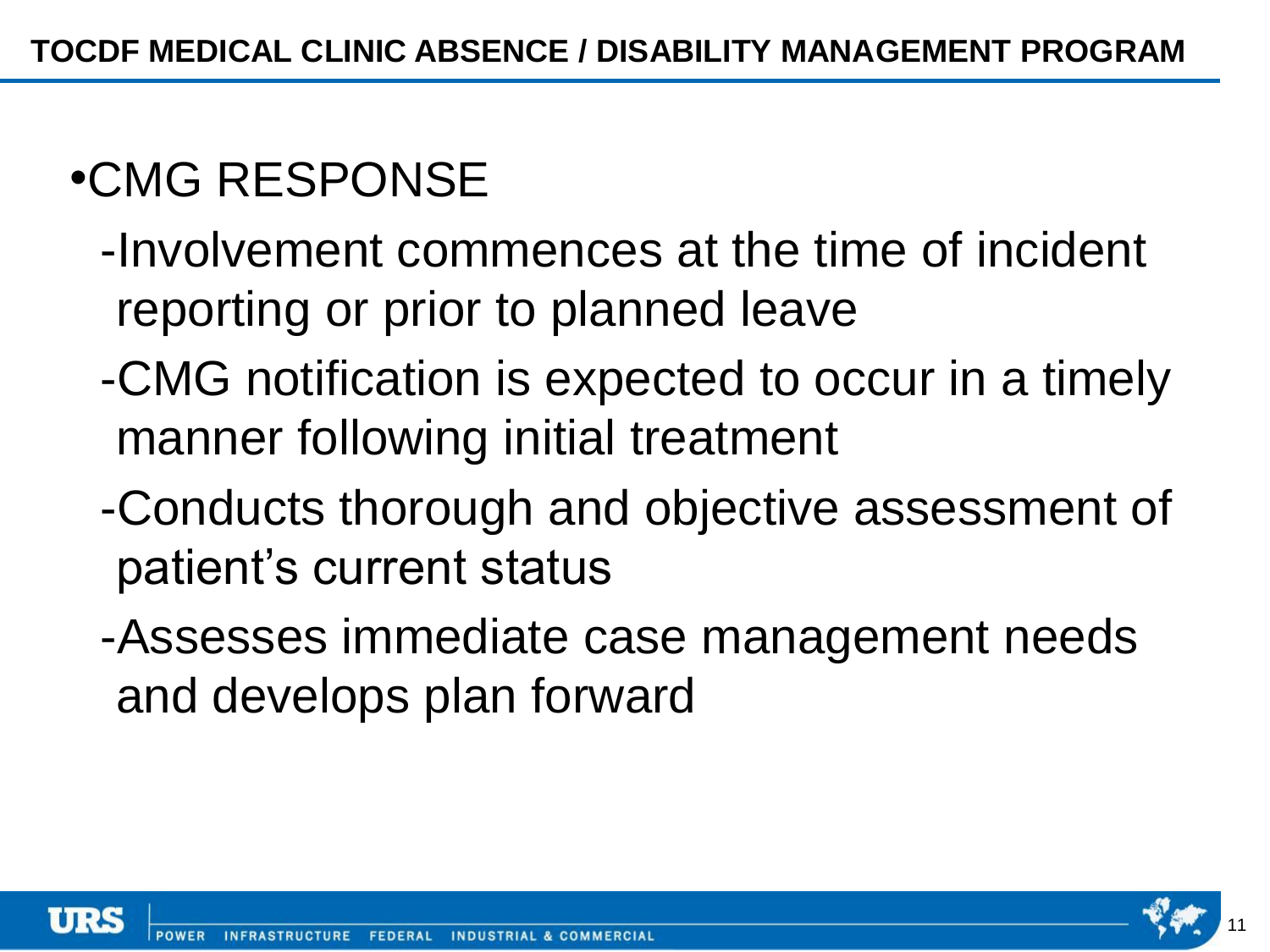# TOCDF MEDICAL CLINIC ABSENCE / DISABILITY MANAGEMENT PROGRAM

- CMG RESPONSE
  - -Involvement commences at the time of incident reporting or prior to planned leave
  - -CMG notification is expected to occur in a timely manner following initial treatment
  - -Conducts thorough and objective assessment of patient's current status
  - -Assesses immediate case management needs and develops plan forward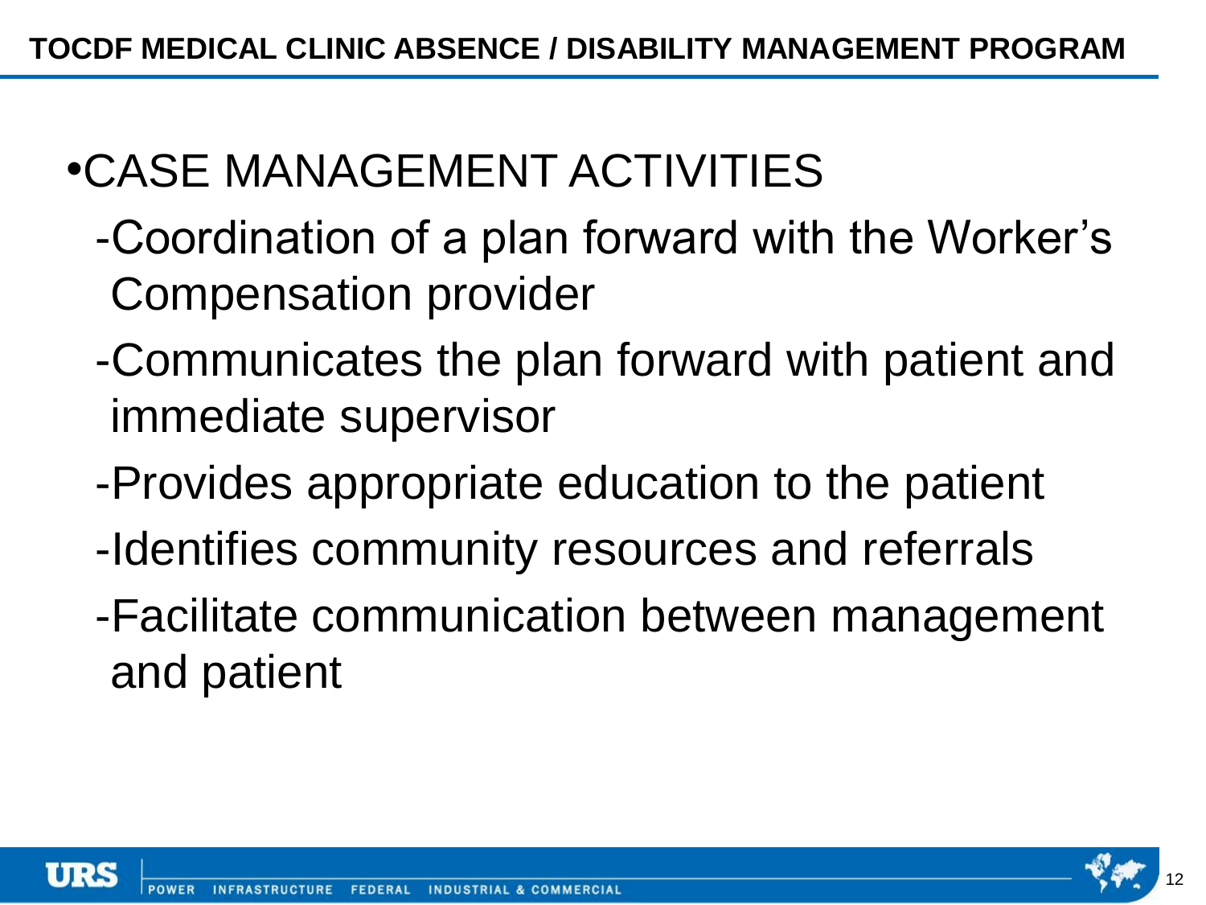# TOCDF MEDICAL CLINIC ABSENCE / DISABILITY MANAGEMENT PROGRAM

- CASE MANAGEMENT ACTIVITIES
  - Coordination of a plan forward with the Worker's Compensation provider
  - Communicates the plan forward with patient and immediate supervisor
  - Provides appropriate education to the patient
  - Identifies community resources and referrals
  - Facilitate communication between management and patient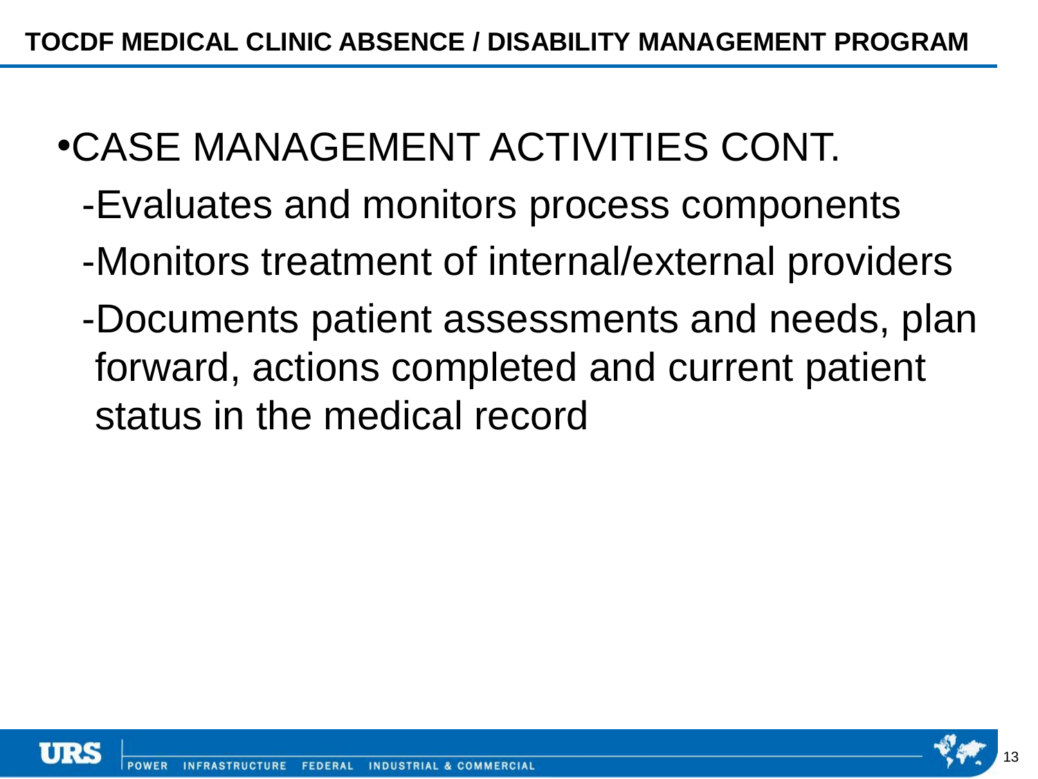# TOCDF MEDICAL CLINIC ABSENCE / DISABILITY MANAGEMENT PROGRAM

- CASE MANAGEMENT ACTIVITIES CONT.
  - -Evaluates and monitors process components
  - -Monitors treatment of internal/external providers
  - -Documents patient assessments and needs, plan forward, actions completed and current patient status in the medical record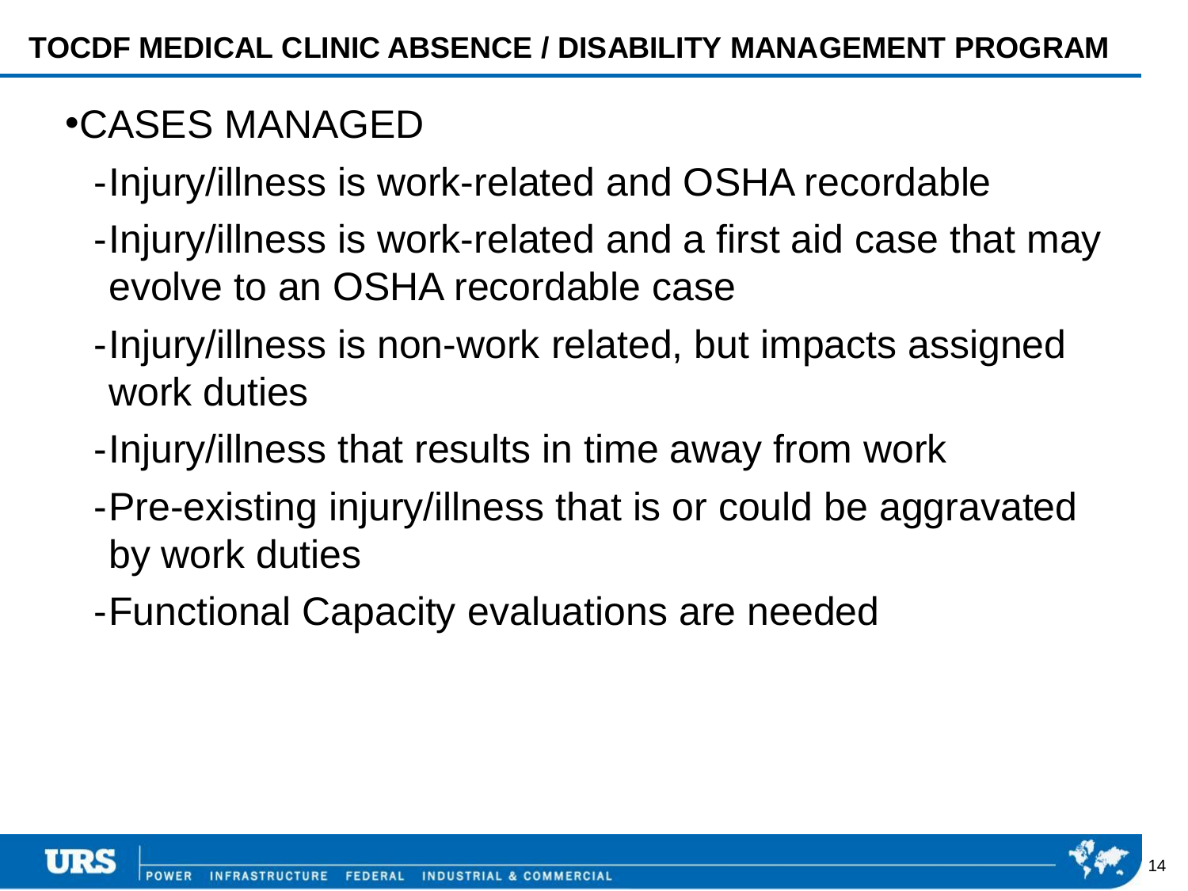## TOCDF MEDICAL CLINIC ABSENCE / DISABILITY MANAGEMENT PROGRAM

- CASES MANAGED
  - Injury/illness is work-related and OSHA recordable
  - Injury/illness is work-related and a first aid case that may evolve to an OSHA recordable case
  - Injury/illness is non-work related, but impacts assigned work duties
  - Injury/illness that results in time away from work
  - Pre-existing injury/illness that is or could be aggravated by work duties
  - Functional Capacity evaluations are needed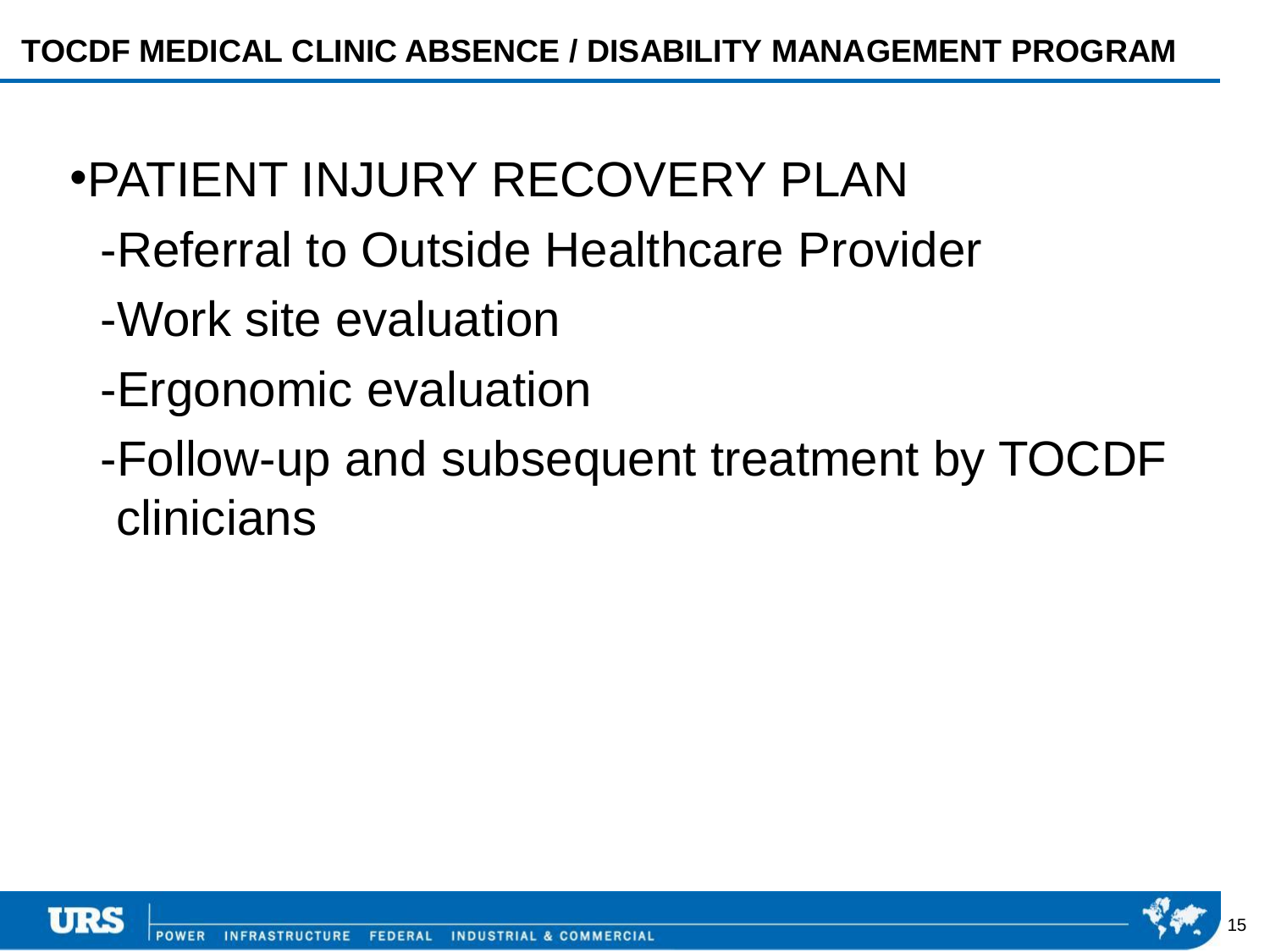## TOCDF MEDICAL CLINIC ABSENCE / DISABILITY MANAGEMENT PROGRAM

- PATIENT INJURY RECOVERY PLAN
  - -Referral to Outside Healthcare Provider
  - -Work site evaluation
  - -Ergonomic evaluation
  - -Follow-up and subsequent treatment by TOCDF clinicians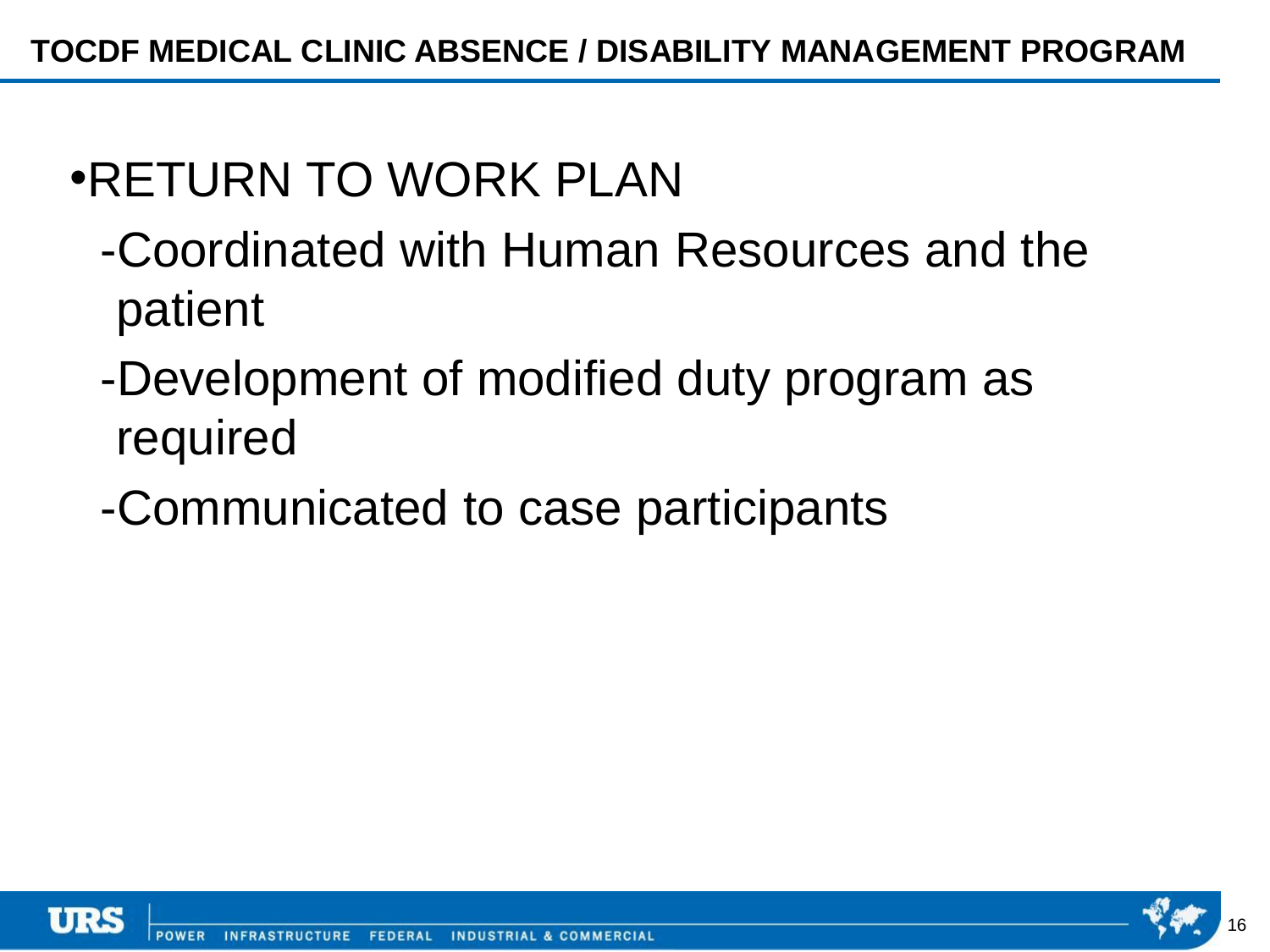# TOCDF MEDICAL CLINIC ABSENCE / DISABILITY MANAGEMENT PROGRAM

- RETURN TO WORK PLAN
  - Coordinated with Human Resources and the patient
  - Development of modified duty program as required
  - Communicated to case participants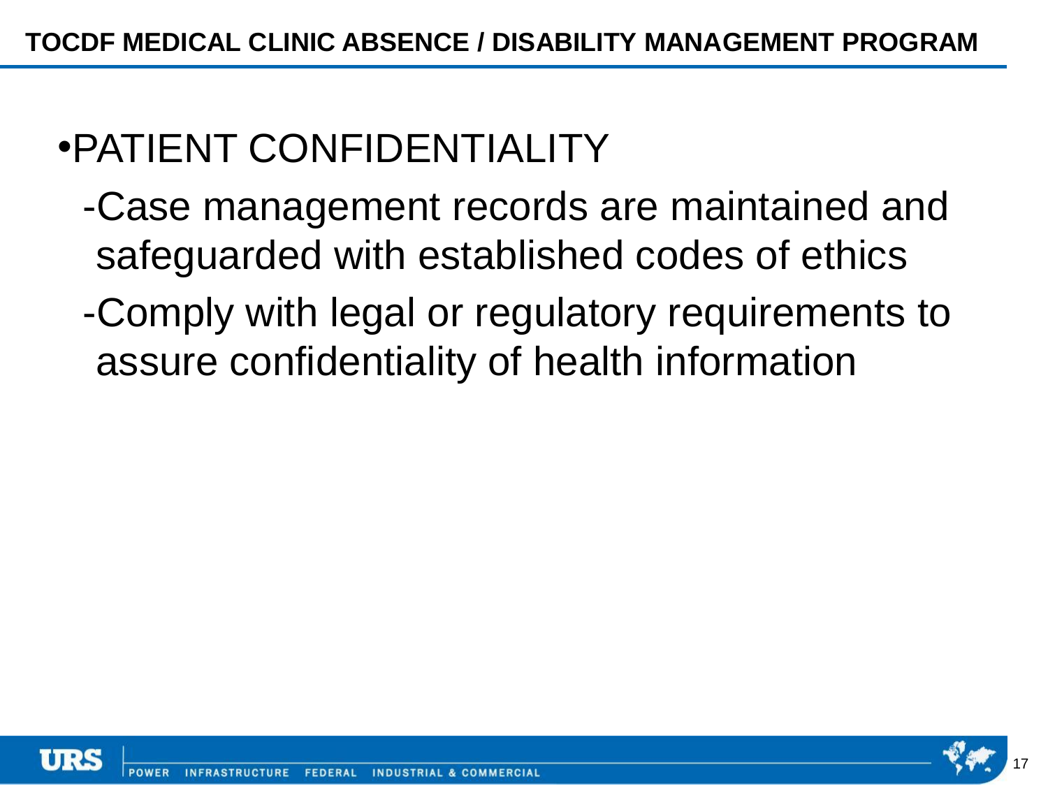# TOCDF MEDICAL CLINIC ABSENCE / DISABILITY MANAGEMENT PROGRAM

- PATIENT CONFIDENTIALITY
  - Case management records are maintained and safeguarded with established codes of ethics
  - Comply with legal or regulatory requirements to assure confidentiality of health information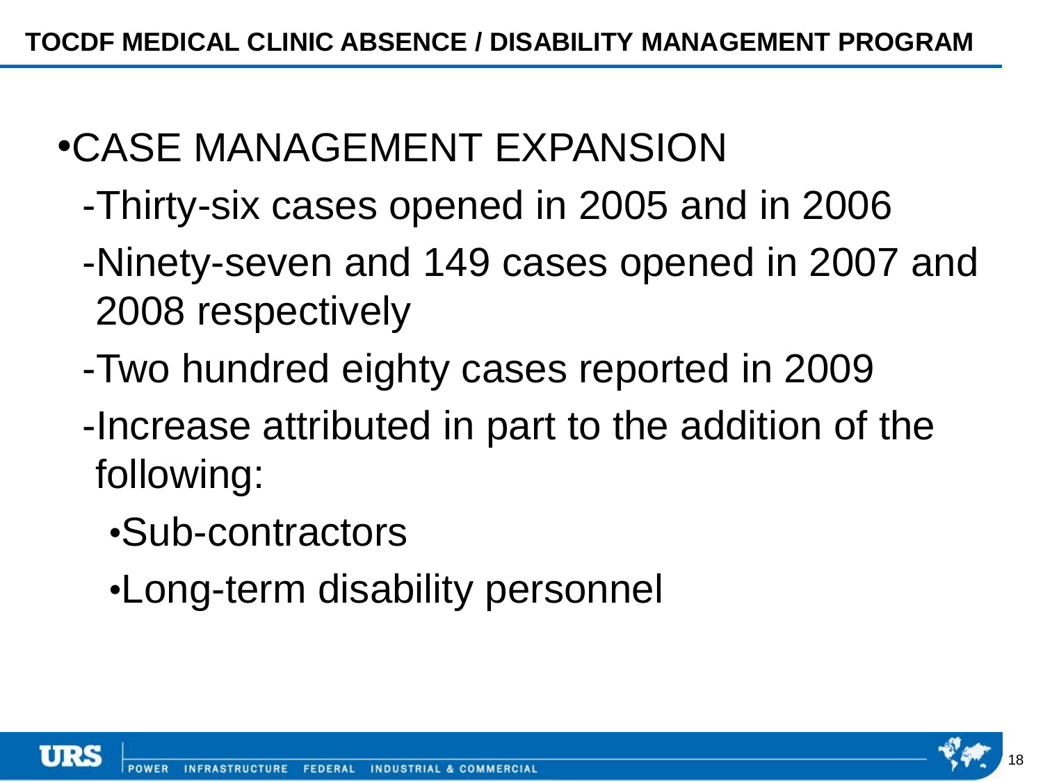# TOCDF MEDICAL CLINIC ABSENCE / DISABILITY MANAGEMENT PROGRAM

- CASE MANAGEMENT EXPANSION
  - Thirty-six cases opened in 2005 and in 2006
  - Ninety-seven and 149 cases opened in 2007 and 2008 respectively
  - Two hundred eighty cases reported in 2009
  - Increase attributed in part to the addition of the following:
    - Sub-contractors
    - Long-term disability personnel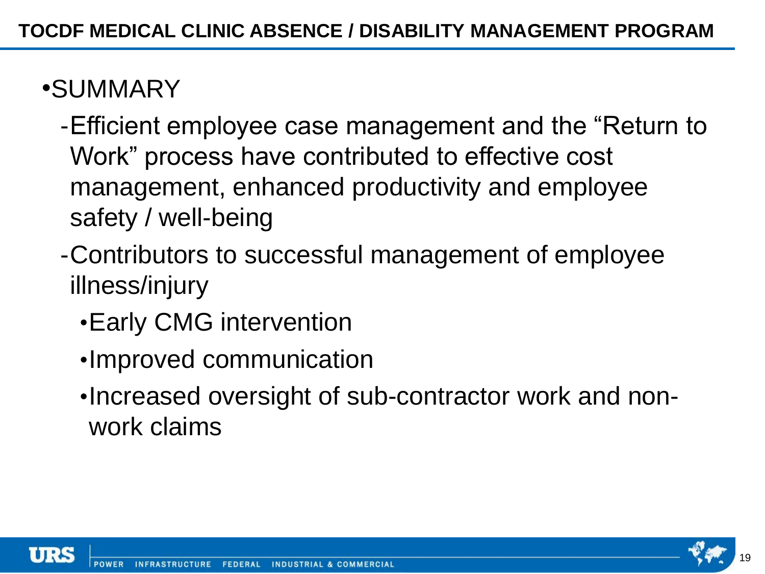## TOCDF MEDICAL CLINIC ABSENCE / DISABILITY MANAGEMENT PROGRAM

- SUMMARY
  - Efficient employee case management and the "Return to Work" process have contributed to effective cost management, enhanced productivity and employee safety / well-being
  - Contributors to successful management of employee illness/injury
    - Early CMG intervention
    - Improved communication
    - Increased oversight of sub-contractor work and non-work claims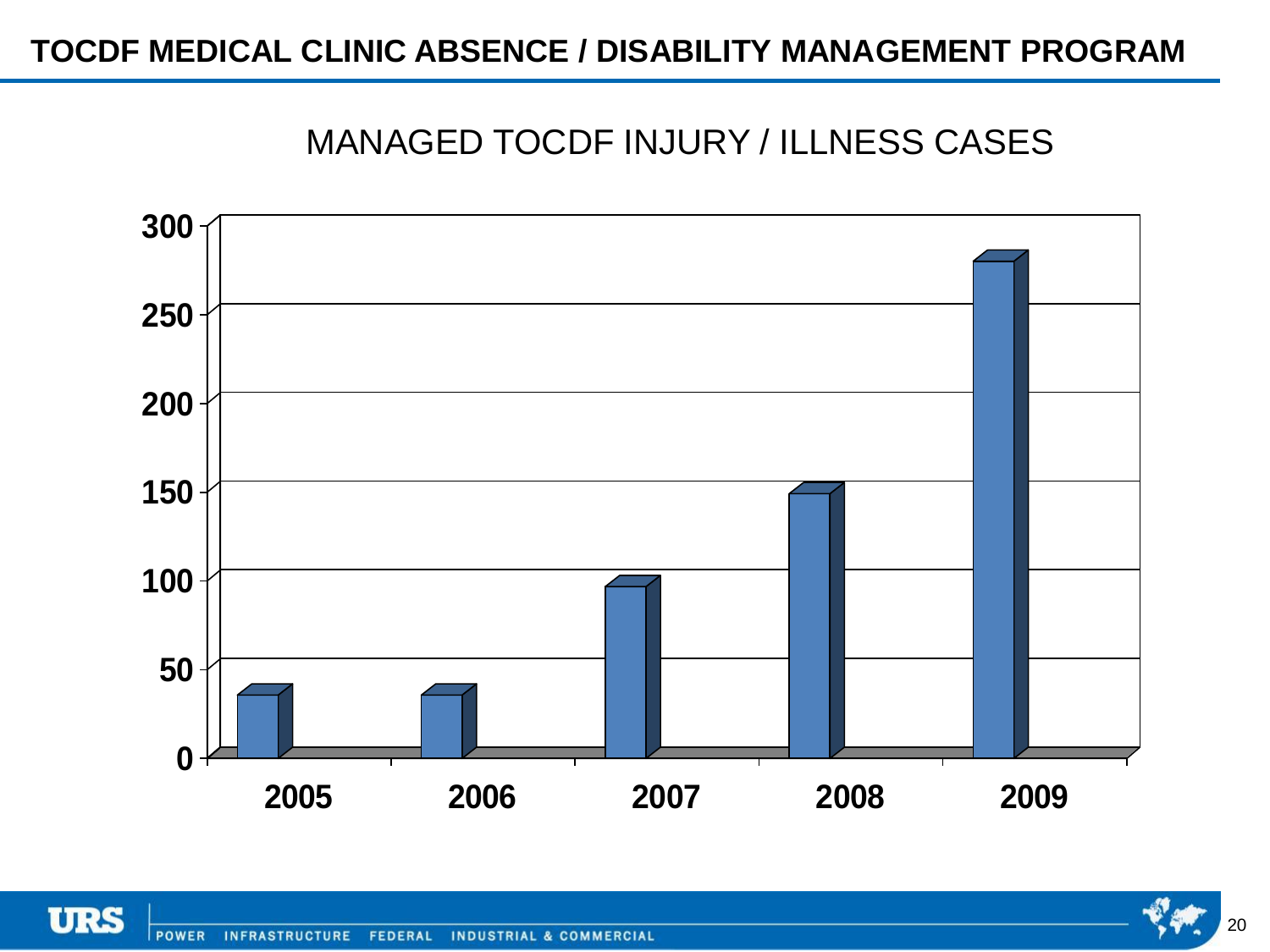# TOCDF MEDICAL CLINIC ABSENCE / DISABILITY MANAGEMENT PROGRAM

## MANAGED TOCDF INJURY / ILLNESS CASES

| Year | Cases |
|---|---|
| 2005 | 35 |
| 2006 | 35 |
| 2007 | 97 |
| 2008 | 149 |
| 2009 | 280 |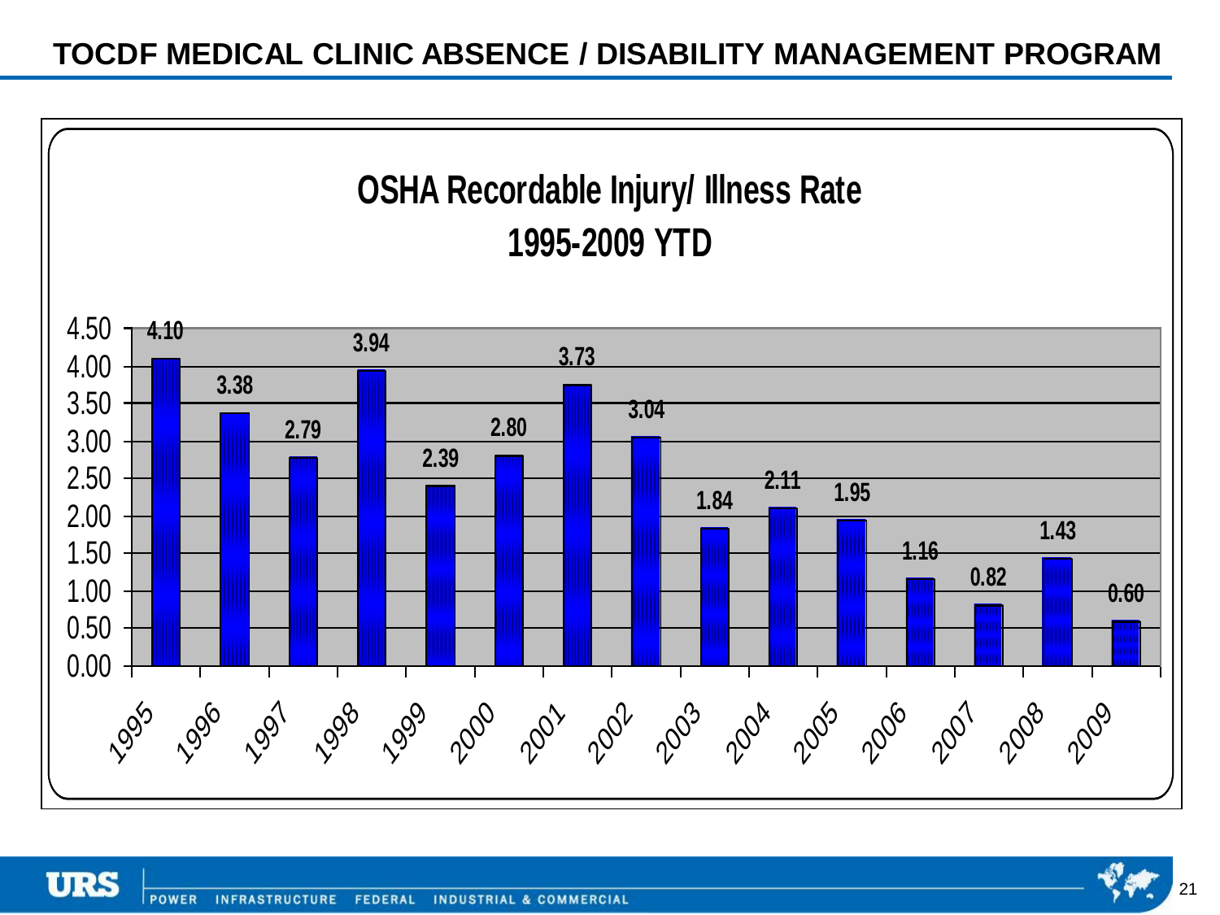# TOCDF MEDICAL CLINIC ABSENCE / DISABILITY MANAGEMENT PROGRAM

## OSHA Recordable Injury/ Illness Rate 1995-2009 YTD

| Year | Rate |
| --- | --- |
| 1995 | 4.10 |
| 1996 | 3.38 |
| 1997 | 2.79 |
| 1998 | 3.94 |
| 1999 | 2.39 |
| 2000 | 2.80 |
| 2001 | 3.73 |
| 2002 | 3.04 |
| 2003 | 1.84 |
| 2004 | 2.11 |
| 2005 | 1.95 |
| 2006 | 1.16 |
| 2007 | 0.82 |
| 2008 | 1.43 |
| 2009 | 0.60 |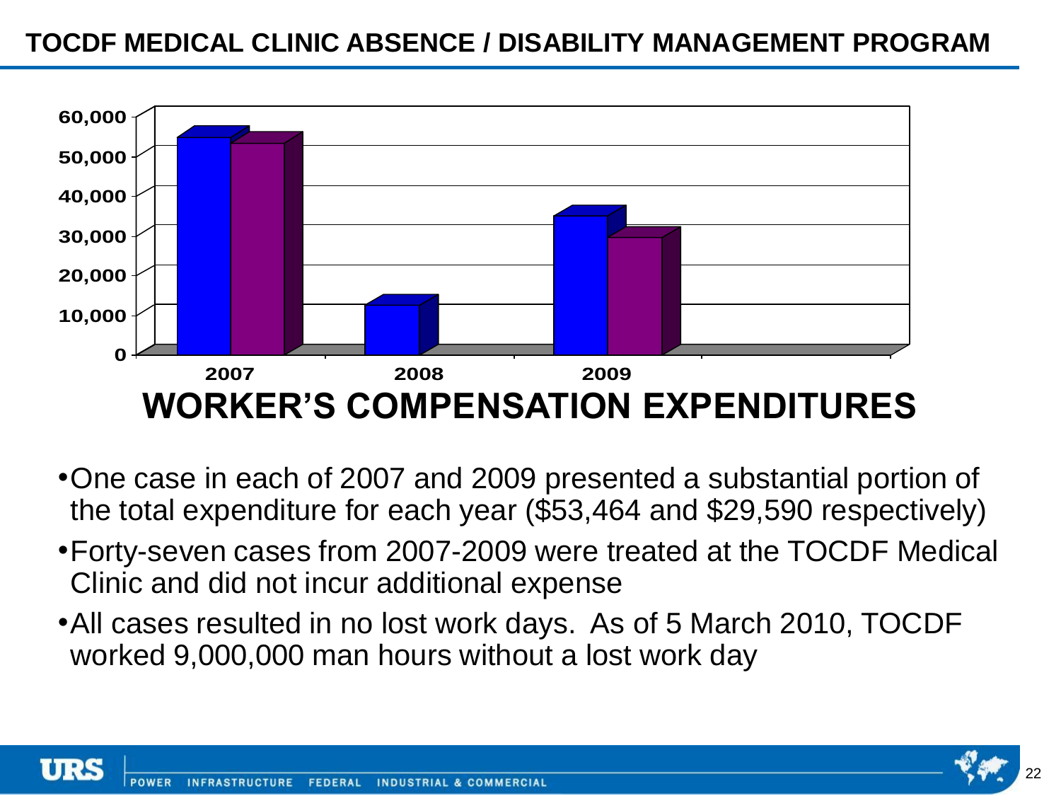# TOCDF MEDICAL CLINIC ABSENCE / DISABILITY MANAGEMENT PROGRAM

60,000
50,000
40,000
30,000
20,000
10,000
0

2007
2008
2009

## WORKER'S COMPENSATION EXPENDITURES

- One case in each of 2007 and 2009 presented a substantial portion of the total expenditure for each year ($53,464 and $29,590 respectively)
- Forty-seven cases from 2007-2009 were treated at the TOCDF Medical Clinic and did not incur additional expense
- All cases resulted in no lost work days. As of 5 March 2010, TOCDF worked 9,000,000 man hours without a lost work day